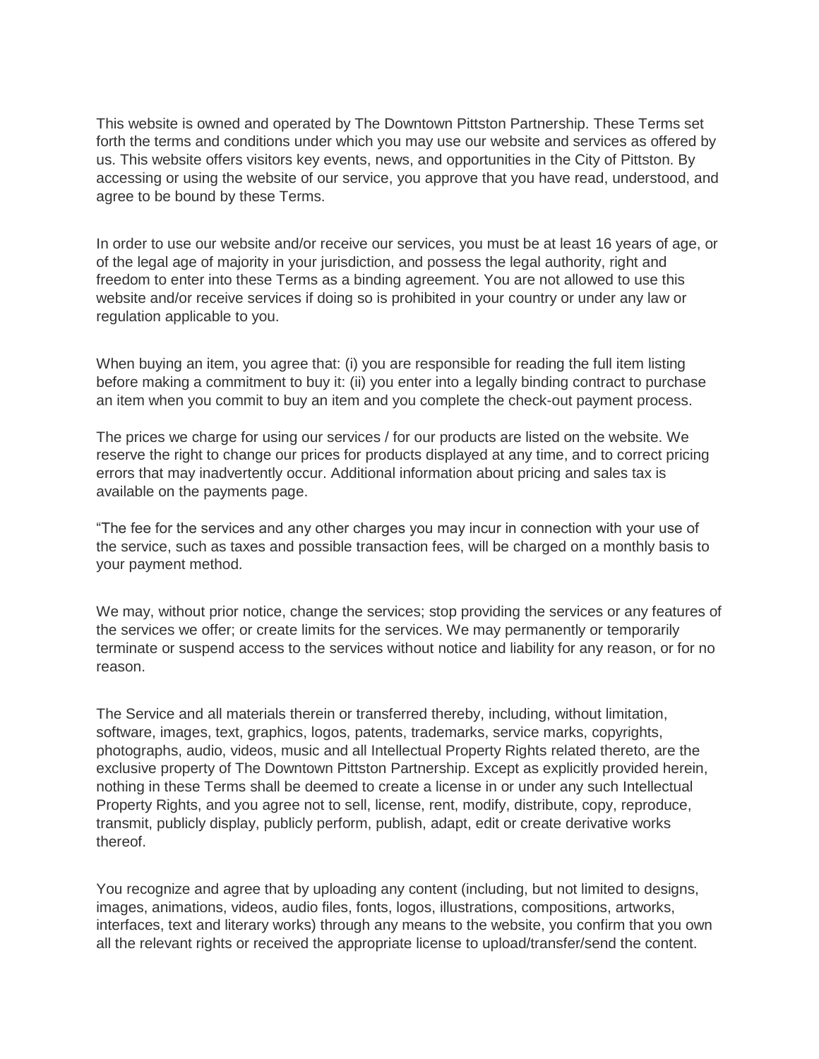This website is owned and operated by The Downtown Pittston Partnership. These Terms set forth the terms and conditions under which you may use our website and services as offered by us. This website offers visitors key events, news, and opportunities in the City of Pittston. By accessing or using the website of our service, you approve that you have read, understood, and agree to be bound by these Terms.

In order to use our website and/or receive our services, you must be at least 16 years of age, or of the legal age of majority in your jurisdiction, and possess the legal authority, right and freedom to enter into these Terms as a binding agreement. You are not allowed to use this website and/or receive services if doing so is prohibited in your country or under any law or regulation applicable to you.

When buying an item, you agree that: (i) you are responsible for reading the full item listing before making a commitment to buy it: (ii) you enter into a legally binding contract to purchase an item when you commit to buy an item and you complete the check-out payment process.

The prices we charge for using our services / for our products are listed on the website. We reserve the right to change our prices for products displayed at any time, and to correct pricing errors that may inadvertently occur. Additional information about pricing and sales tax is available on the payments page.

"The fee for the services and any other charges you may incur in connection with your use of the service, such as taxes and possible transaction fees, will be charged on a monthly basis to your payment method.

We may, without prior notice, change the services; stop providing the services or any features of the services we offer; or create limits for the services. We may permanently or temporarily terminate or suspend access to the services without notice and liability for any reason, or for no reason.

The Service and all materials therein or transferred thereby, including, without limitation, software, images, text, graphics, logos, patents, trademarks, service marks, copyrights, photographs, audio, videos, music and all Intellectual Property Rights related thereto, are the exclusive property of The Downtown Pittston Partnership. Except as explicitly provided herein, nothing in these Terms shall be deemed to create a license in or under any such Intellectual Property Rights, and you agree not to sell, license, rent, modify, distribute, copy, reproduce, transmit, publicly display, publicly perform, publish, adapt, edit or create derivative works thereof.

You recognize and agree that by uploading any content (including, but not limited to designs, images, animations, videos, audio files, fonts, logos, illustrations, compositions, artworks, interfaces, text and literary works) through any means to the website, you confirm that you own all the relevant rights or received the appropriate license to upload/transfer/send the content.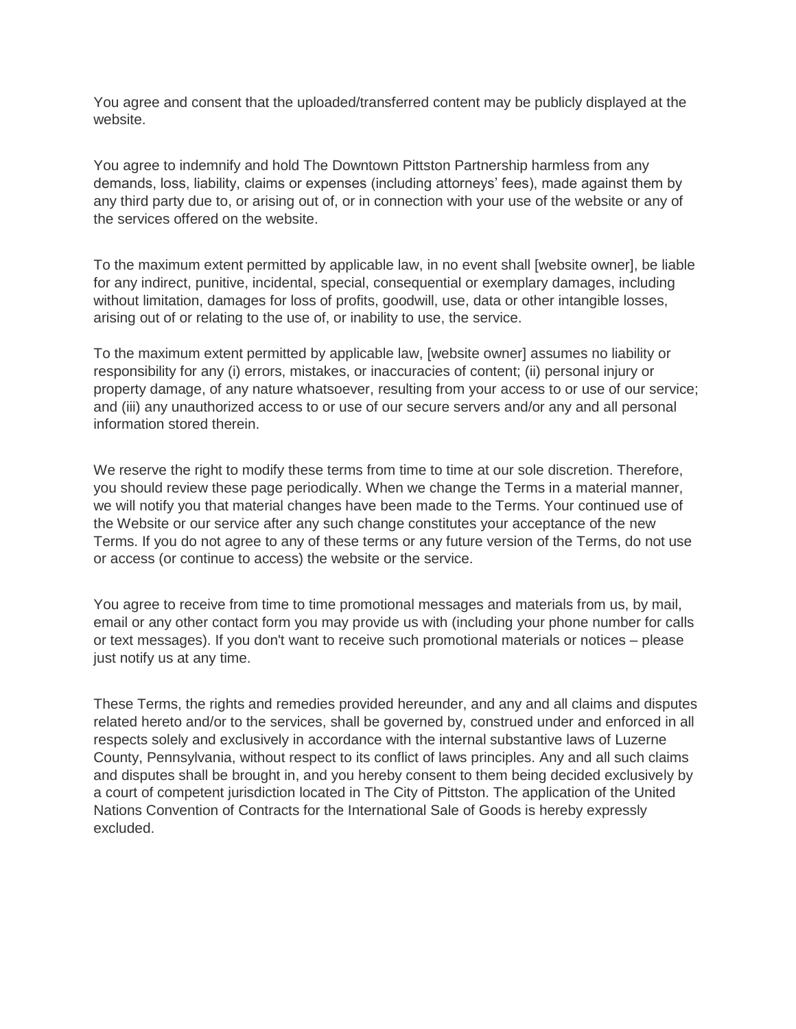You agree and consent that the uploaded/transferred content may be publicly displayed at the website.

You agree to indemnify and hold The Downtown Pittston Partnership harmless from any demands, loss, liability, claims or expenses (including attorneys' fees), made against them by any third party due to, or arising out of, or in connection with your use of the website or any of the services offered on the website.

To the maximum extent permitted by applicable law, in no event shall [website owner], be liable for any indirect, punitive, incidental, special, consequential or exemplary damages, including without limitation, damages for loss of profits, goodwill, use, data or other intangible losses, arising out of or relating to the use of, or inability to use, the service.

To the maximum extent permitted by applicable law, [website owner] assumes no liability or responsibility for any (i) errors, mistakes, or inaccuracies of content; (ii) personal injury or property damage, of any nature whatsoever, resulting from your access to or use of our service; and (iii) any unauthorized access to or use of our secure servers and/or any and all personal information stored therein.

We reserve the right to modify these terms from time to time at our sole discretion. Therefore, you should review these page periodically. When we change the Terms in a material manner, we will notify you that material changes have been made to the Terms. Your continued use of the Website or our service after any such change constitutes your acceptance of the new Terms. If you do not agree to any of these terms or any future version of the Terms, do not use or access (or continue to access) the website or the service.

You agree to receive from time to time promotional messages and materials from us, by mail, email or any other contact form you may provide us with (including your phone number for calls or text messages). If you don't want to receive such promotional materials or notices – please just notify us at any time.

These Terms, the rights and remedies provided hereunder, and any and all claims and disputes related hereto and/or to the services, shall be governed by, construed under and enforced in all respects solely and exclusively in accordance with the internal substantive laws of Luzerne County, Pennsylvania, without respect to its conflict of laws principles. Any and all such claims and disputes shall be brought in, and you hereby consent to them being decided exclusively by a court of competent jurisdiction located in The City of Pittston. The application of the United Nations Convention of Contracts for the International Sale of Goods is hereby expressly excluded.